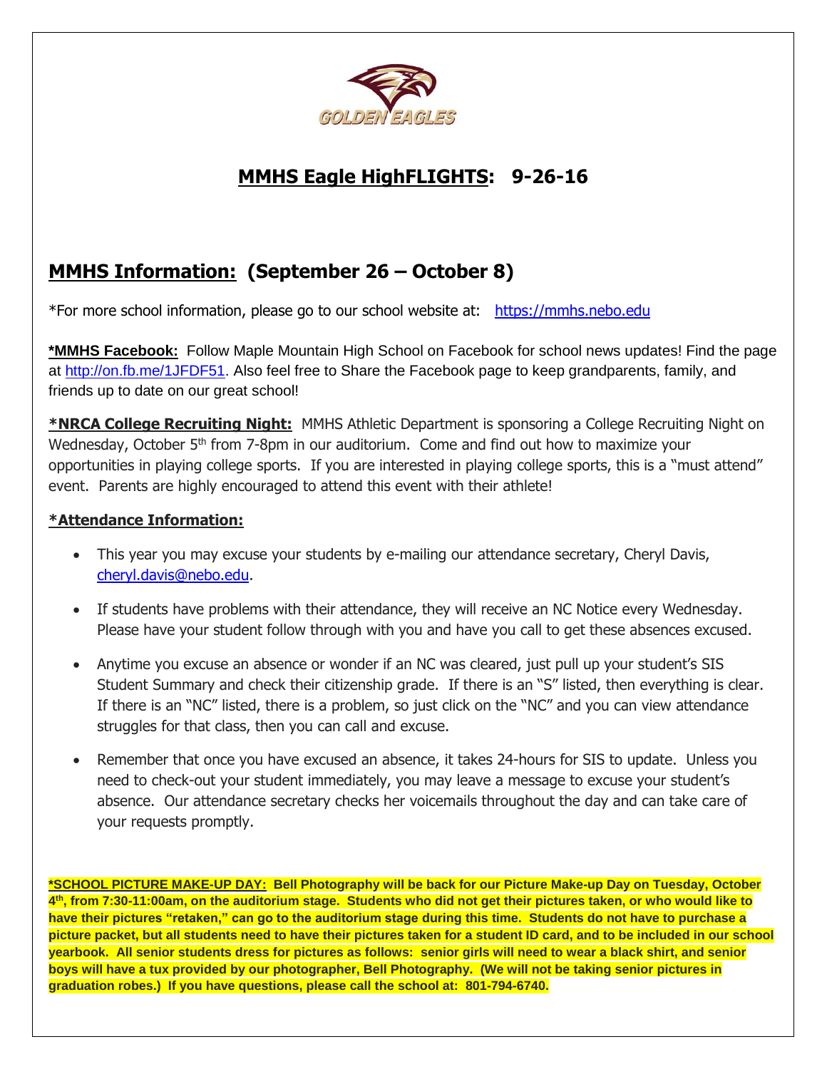GOLDEN EAGLES

# MMHS Eagle HighFLIGHTS: 9-26-16

## MMHS Information: (September 26 – October 8)

*For more school information, please go to our school website at: https://mmhs.nebo.edu

**\*MMHS Facebook:** Follow Maple Mountain High School on Facebook for school news updates! Find the page at http://on.fb.me/1JFDF51. Also feel free to Share the Facebook page to keep grandparents, family, and friends up to date on our great school!

**\*NRCA College Recruiting Night:** MMHS Athletic Department is sponsoring a College Recruiting Night on Wednesday, October 5th from 7-8pm in our auditorium. Come and find out how to maximize your opportunities in playing college sports. If you are interested in playing college sports, this is a "must attend" event. Parents are highly encouraged to attend this event with their athlete!

**\*Attendance Information:**

- This year you may excuse your students by e-mailing our attendance secretary, Cheryl Davis, cheryl.davis@nebo.edu.
- If students have problems with their attendance, they will receive an NC Notice every Wednesday. Please have your student follow through with you and have you call to get these absences excused.
- Anytime you excuse an absence or wonder if an NC was cleared, just pull up your student's SIS Student Summary and check their citizenship grade. If there is an "S" listed, then everything is clear. If there is an "NC" listed, there is a problem, so just click on the "NC" and you can view attendance struggles for that class, then you can call and excuse.
- Remember that once you have excused an absence, it takes 24-hours for SIS to update. Unless you need to check-out your student immediately, you may leave a message to excuse your student's absence. Our attendance secretary checks her voicemails throughout the day and can take care of your requests promptly.

**\*SCHOOL PICTURE MAKE-UP DAY: Bell Photography will be back for our Picture Make-up Day on Tuesday, October 4th, from 7:30-11:00am, on the auditorium stage. Students who did not get their pictures taken, or who would like to have their pictures "retaken," can go to the auditorium stage during this time. Students do not have to purchase a picture packet, but all students need to have their pictures taken for a student ID card, and to be included in our school yearbook. All senior students dress for pictures as follows: senior girls will need to wear a black shirt, and senior boys will have a tux provided by our photographer, Bell Photography. (We will not be taking senior pictures in graduation robes.) If you have questions, please call the school at: 801-794-6740.**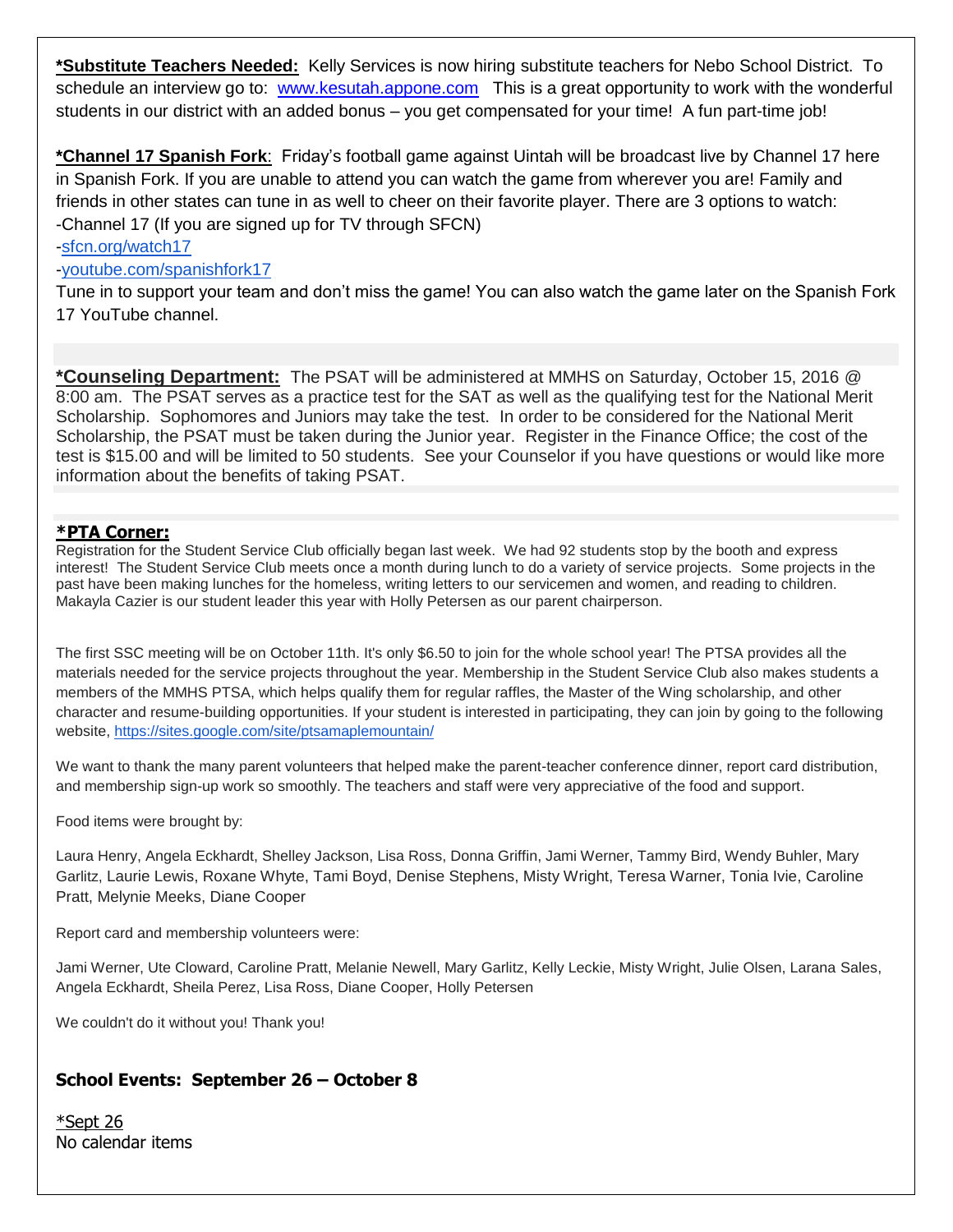**\*Substitute Teachers Needed:** Kelly Services is now hiring substitute teachers for Nebo School District. To schedule an interview go to: [www.kesutah.appone.com](www.kesutah.appone.com) This is a great opportunity to work with the wonderful students in our district with an added bonus – you get compensated for your time! A fun part-time job!

**\*Channel 17 Spanish Fork**: Friday's football game against Uintah will be broadcast live by Channel 17 here in Spanish Fork. If you are unable to attend you can watch the game from wherever you are! Family and friends in other states can tune in as well to cheer on their favorite player. There are 3 options to watch:
-Channel 17 (If you are signed up for TV through SFCN)
-sfcn.org/watch17
-youtube.com/spanishfork17
Tune in to support your team and don't miss the game! You can also watch the game later on the Spanish Fork 17 YouTube channel.

**\*Counseling Department:** The PSAT will be administered at MMHS on Saturday, October 15, 2016 @ 8:00 am. The PSAT serves as a practice test for the SAT as well as the qualifying test for the National Merit Scholarship. Sophomores and Juniors may take the test. In order to be considered for the National Merit Scholarship, the PSAT must be taken during the Junior year. Register in the Finance Office; the cost of the test is $15.00 and will be limited to 50 students. See your Counselor if you have questions or would like more information about the benefits of taking PSAT.

**\*PTA Corner:**
Registration for the Student Service Club officially began last week. We had 92 students stop by the booth and express interest! The Student Service Club meets once a month during lunch to do a variety of service projects. Some projects in the past have been making lunches for the homeless, writing letters to our servicemen and women, and reading to children. Makayla Cazier is our student leader this year with Holly Petersen as our parent chairperson.

The first SSC meeting will be on October 11th. It's only $6.50 to join for the whole school year! The PTSA provides all the materials needed for the service projects throughout the year. Membership in the Student Service Club also makes students a members of the MMHS PTSA, which helps qualify them for regular raffles, the Master of the Wing scholarship, and other character and resume-building opportunities. If your student is interested in participating, they can join by going to the following website, https://sites.google.com/site/ptsamaplemountain/

We want to thank the many parent volunteers that helped make the parent-teacher conference dinner, report card distribution, and membership sign-up work so smoothly. The teachers and staff were very appreciative of the food and support.

Food items were brought by:

Laura Henry, Angela Eckhardt, Shelley Jackson, Lisa Ross, Donna Griffin, Jami Werner, Tammy Bird, Wendy Buhler, Mary Garlitz, Laurie Lewis, Roxane Whyte, Tami Boyd, Denise Stephens, Misty Wright, Teresa Warner, Tonia Ivie, Caroline Pratt, Melynie Meeks, Diane Cooper

Report card and membership volunteers were:

Jami Werner, Ute Cloward, Caroline Pratt, Melanie Newell, Mary Garlitz, Kelly Leckie, Misty Wright, Julie Olsen, Larana Sales, Angela Eckhardt, Sheila Perez, Lisa Ross, Diane Cooper, Holly Petersen

We couldn't do it without you! Thank you!

**School Events: September 26 – October 8**

*Sept 26*
No calendar items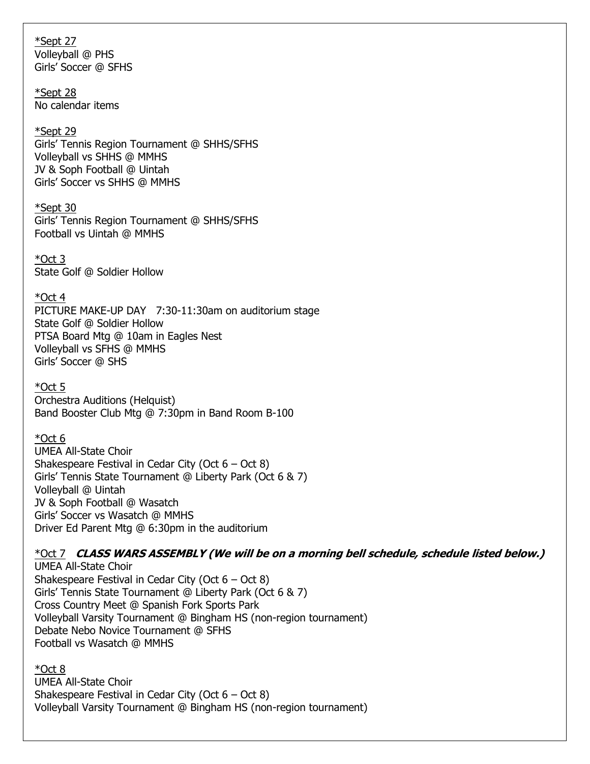<u>*Sept 27</u>
Volleyball @ PHS
Girls' Soccer @ SFHS

<u>*Sept 28</u>
No calendar items

<u>*Sept 29</u>
Girls' Tennis Region Tournament @ SHHS/SFHS
Volleyball vs SHHS @ MMHS
JV & Soph Football @ Uintah
Girls' Soccer vs SHHS @ MMHS

<u>*Sept 30</u>
Girls' Tennis Region Tournament @ SHHS/SFHS
Football vs Uintah @ MMHS

<u>*Oct 3</u>
State Golf @ Soldier Hollow

<u>*Oct 4</u>
PICTURE MAKE-UP DAY 7:30-11:30am on auditorium stage
State Golf @ Soldier Hollow
PTSA Board Mtg @ 10am in Eagles Nest
Volleyball vs SFHS @ MMHS
Girls' Soccer @ SHS

<u>*Oct 5</u>
Orchestra Auditions (Helquist)
Band Booster Club Mtg @ 7:30pm in Band Room B-100

<u>*Oct 6</u>
UMEA All-State Choir
Shakespeare Festival in Cedar City (Oct 6 – Oct 8)
Girls' Tennis State Tournament @ Liberty Park (Oct 6 & 7)
Volleyball @ Uintah
JV & Soph Football @ Wasatch
Girls' Soccer vs Wasatch @ MMHS
Driver Ed Parent Mtg @ 6:30pm in the auditorium

<u>*Oct 7</u> ***CLASS WARS ASSEMBLY (We will be on a morning bell schedule, schedule listed below.)***
UMEA All-State Choir
Shakespeare Festival in Cedar City (Oct 6 – Oct 8)
Girls' Tennis State Tournament @ Liberty Park (Oct 6 & 7)
Cross Country Meet @ Spanish Fork Sports Park
Volleyball Varsity Tournament @ Bingham HS (non-region tournament)
Debate Nebo Novice Tournament @ SFHS
Football vs Wasatch @ MMHS

<u>*Oct 8</u>
UMEA All-State Choir
Shakespeare Festival in Cedar City (Oct 6 – Oct 8)
Volleyball Varsity Tournament @ Bingham HS (non-region tournament)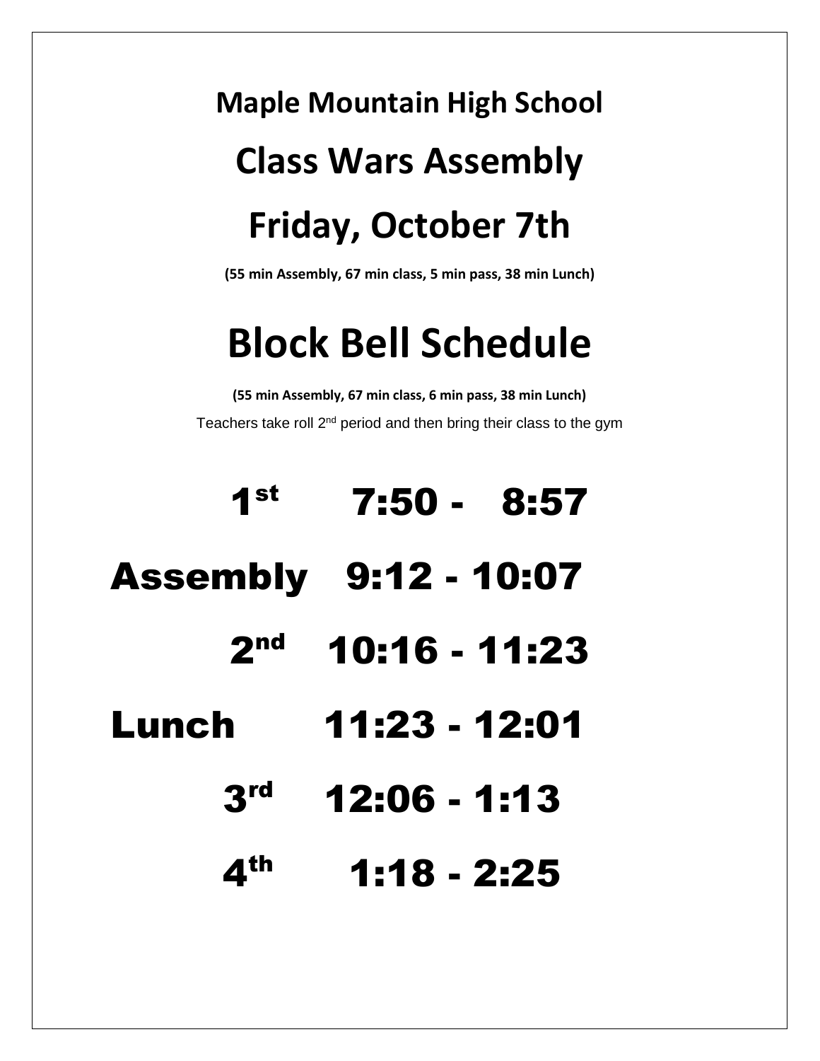**Maple Mountain High School**

# Class Wars Assembly

# Friday, October 7th

**(55 min Assembly, 67 min class, 5 min pass, 38 min Lunch)**

# Block Bell Schedule

**(55 min Assembly, 67 min class, 6 min pass, 38 min Lunch)**

Teachers take roll 2nd period and then bring their class to the gym

| | |
|---|---|
| 1st | 7:50 - 8:57 |
| Assembly | 9:12 - 10:07 |
| 2nd | 10:16 - 11:23 |
| Lunch | 11:23 - 12:01 |
| 3rd | 12:06 - 1:13 |
| 4th | 1:18 - 2:25 |